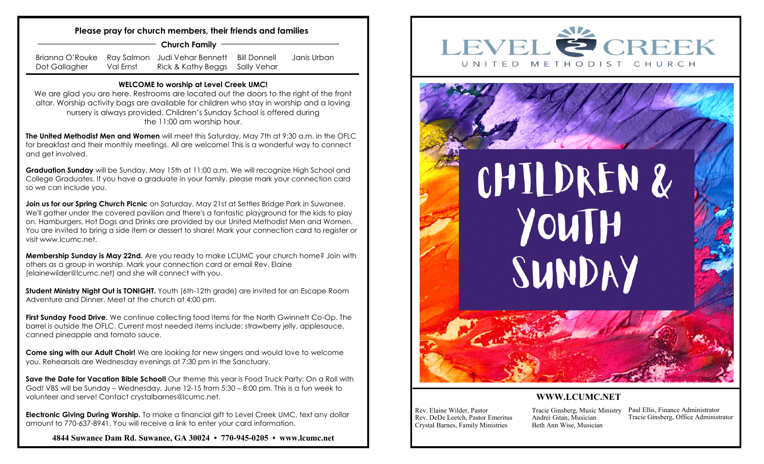**Please pray for church members, their friends and families**

**Church Family**

Brianna O'Rouke, Dot Gallagher, Ray Salmon, Val Ernst, Judi Vehar Bennett, Rick & Kathy Beggs, Bill Donnell, Sally Vehar, Janis Urban

**WELCOME to worship at Level Creek UMC!**

We are glad you are here. Restrooms are located out the doors to the right of the front altar. Worship activity bags are available for children who stay in worship and a loving nursery is always provided. Children's Sunday School is offered during the 11:00 am worship hour.

**The United Methodist Men and Women** will meet this Saturday, May 7th at 9:30 a.m. in the OFLC for breakfast and their monthly meetings. All are welcome! This is a wonderful way to connect and get involved.

**Graduation Sunday** will be Sunday, May 15th at 11:00 a.m. We will recognize High School and College Graduates. If you have a graduate in your family, please mark your connection card so we can include you.

**Join us for our Spring Church Picnic** on Saturday, May 21st at Settles Bridge Park in Suwanee. We'll gather under the covered pavilion and there's a fantastic playground for the kids to play on. Hamburgers, Hot Dogs and Drinks are provided by our United Methodist Men and Women. You are invited to bring a side item or dessert to share! Mark your connection card to register or visit www.lcumc.net.

**Membership Sunday is May 22nd.** Are you ready to make LCUMC your church home? Join with others as a group in worship. Mark your connection card or email Rev. Elaine (elainewilder@lcumc.net) and she will connect with you.

**Student Ministry Night Out is TONIGHT.** Youth (6th-12th grade) are invited for an Escape Room Adventure and Dinner. Meet at the church at 4:00 pm.

**First Sunday Food Drive.** We continue collecting food items for the North Gwinnett Co-Op. The barrel is outside the OFLC. Current most needed items include: strawberry jelly, applesauce, canned pineapple and tomato sauce.

**Come sing with our Adult Choir!** We are looking for new singers and would love to welcome you. Rehearsals are Wednesday evenings at 7:30 pm in the Sanctuary.

**Save the Date for Vacation Bible School!** Our theme this year is Food Truck Party: On a Roll with God! VBS will be Sunday – Wednesday, June 12-15 from 5:30 – 8:00 pm. This is a fun week to volunteer and serve! Contact crystalbarnes@lcumc.net.

**Electronic Giving During Worship.** To make a financial gift to Level Creek UMC, text any dollar amount to 770-637-8941. You will receive a link to enter your card information.

**4844 Suwanee Dam Rd. Suwanee, GA 30024 • 770-945-0205 • www.lcumc.net**

# LEVEL CREEK

UNITED METHODIST CHURCH

# CHILDREN & YOUTH SUNDAY

**WWW.LCUMC.NET**

Rev. Elaine Wilder, Pastor
Rev. DeDe Leetch, Pastor Emeritus
Crystal Barnes, Family Ministries

Tracie Ginsberg, Music Ministry
Andrei Gitan, Musician
Beth Ann Wise, Musician

Paul Ellis, Finance Administrator
Tracie Ginsberg, Office Administrator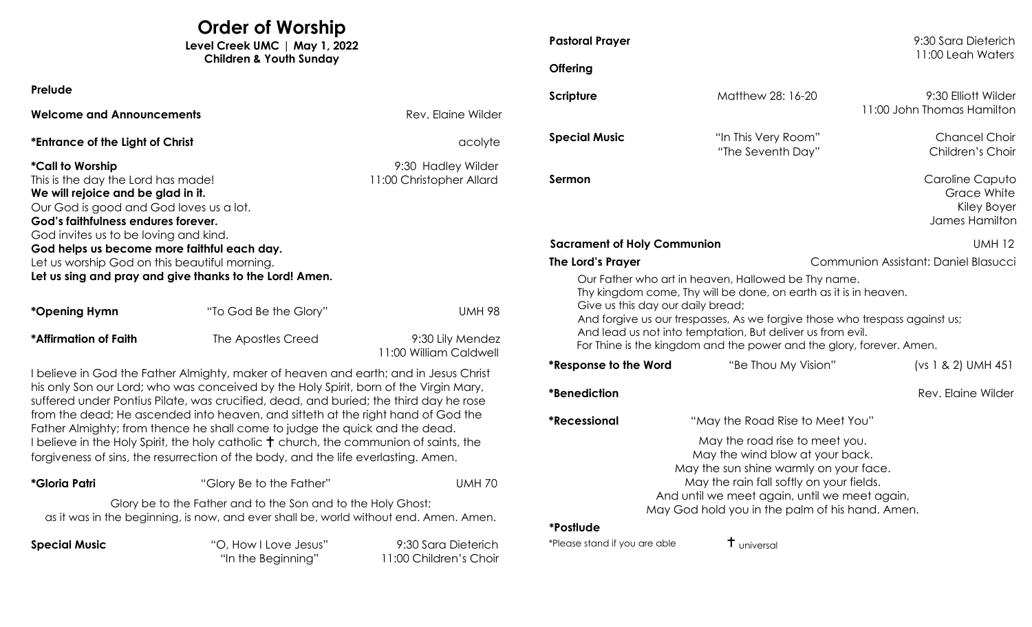# Order of Worship

**Level Creek UMC | May 1, 2022**
**Children & Youth Sunday**

**Prelude**

**Welcome and Announcements** — Rev. Elaine Wilder

**\*Entrance of the Light of Christ** — acolyte

**\*Call to Worship** — 9:30 Hadley Wilder; 11:00 Christopher Allard

This is the day the Lord has made!
**We will rejoice and be glad in it.**
Our God is good and God loves us a lot.
**God's faithfulness endures forever.**
God invites us to be loving and kind.
**God helps us become more faithful each day.**
Let us worship God on this beautiful morning.
**Let us sing and pray and give thanks to the Lord! Amen.**

**\*Opening Hymn** — "To God Be the Glory" — UMH 98

**\*Affirmation of Faith** — The Apostles Creed — 9:30 Lily Mendez; 11:00 William Caldwell

I believe in God the Father Almighty, maker of heaven and earth; and in Jesus Christ his only Son our Lord; who was conceived by the Holy Spirit, born of the Virgin Mary, suffered under Pontius Pilate, was crucified, dead, and buried; the third day he rose from the dead; He ascended into heaven, and sitteth at the right hand of God the Father Almighty; from thence he shall come to judge the quick and the dead. I believe in the Holy Spirit, the holy catholic † church, the communion of saints, the forgiveness of sins, the resurrection of the body, and the life everlasting. Amen.

**\*Gloria Patri** — "Glory Be to the Father" — UMH 70

Glory be to the Father and to the Son and to the Holy Ghost;
as it was in the beginning, is now, and ever shall be, world without end. Amen. Amen.

**Special Music** — "O, How I Love Jesus" — 9:30 Sara Dieterich; "In the Beginning" — 11:00 Children's Choir

**Pastoral Prayer** — 9:30 Sara Dieterich; 11:00 Leah Waters

**Offering**

**Scripture** — Matthew 28: 16-20 — 9:30 Elliott Wilder; 11:00 John Thomas Hamilton

**Special Music** — "In This Very Room" — Chancel Choir; "The Seventh Day" — Children's Choir

**Sermon** — Caroline Caputo, Grace White, Kiley Boyer, James Hamilton

**Sacrament of Holy Communion** — UMH 12

**The Lord's Prayer** — Communion Assistant: Daniel Blasucci

Our Father who art in heaven, Hallowed be Thy name.
Thy kingdom come, Thy will be done, on earth as it is in heaven.
Give us this day our daily bread;
And forgive us our trespasses, As we forgive those who trespass against us;
And lead us not into temptation, But deliver us from evil.
For Thine is the kingdom and the power and the glory, forever. Amen.

**\*Response to the Word** — "Be Thou My Vision" — (vs 1 & 2) UMH 451

**\*Benediction** — Rev. Elaine Wilder

**\*Recessional** — "May the Road Rise to Meet You"

May the road rise to meet you.
May the wind blow at your back.
May the sun shine warmly on your face.
May the rain fall softly on your fields.
And until we meet again, until we meet again,
May God hold you in the palm of his hand. Amen.

**\*Postlude**

\*Please stand if you are able

† universal